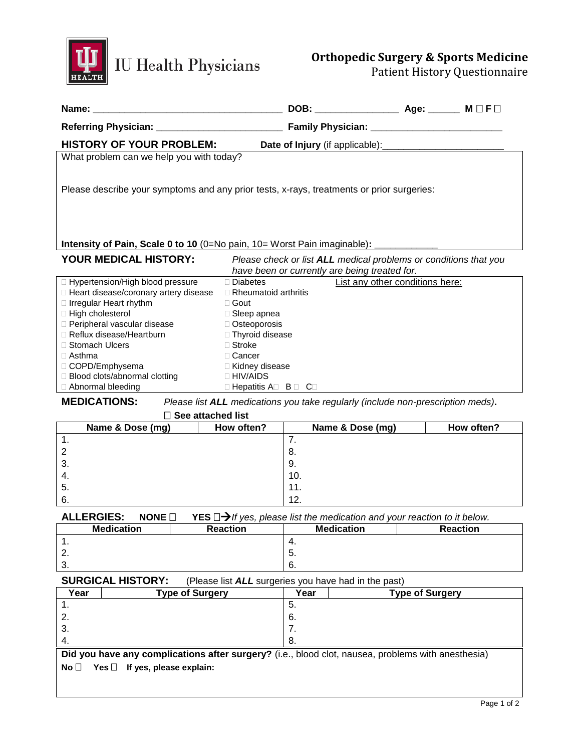IU Health Physicians

# Orthopedic Surgery & Sports Medicine
Patient History Questionnaire

**Name:** ___________________________________ **DOB:** ________________ **Age:** ______ **M** ☐ **F** ☐

**Referring Physician:** ________________________ **Family Physician:** _________________________

## HISTORY OF YOUR PROBLEM:

**Date of Injury** (if applicable):_______________________

What problem can we help you with today?

Please describe your symptoms and any prior tests, x-rays, treatments or prior surgeries:

**Intensity of Pain, Scale 0 to 10** (0=No pain, 10= Worst Pain imaginable)**:** ____________

## YOUR MEDICAL HISTORY:

*Please check or list **ALL** medical problems or conditions that you have been or currently are being treated for.*

| | | List any other conditions here: |
|---|---|---|
| ☐ Hypertension/High blood pressure | ☐ Diabetes | |
| ☐ Heart disease/coronary artery disease | ☐ Rheumatoid arthritis | |
| ☐ Irregular Heart rhythm | ☐ Gout | |
| ☐ High cholesterol | ☐ Sleep apnea | |
| ☐ Peripheral vascular disease | ☐ Osteoporosis | |
| ☐ Reflux disease/Heartburn | ☐ Thyroid disease | |
| ☐ Stomach Ulcers | ☐ Stroke | |
| ☐ Asthma | ☐ Cancer | |
| ☐ COPD/Emphysema | ☐ Kidney disease | |
| ☐ Blood clots/abnormal clotting | ☐ HIV/AIDS | |
| ☐ Abnormal bleeding | ☐ Hepatitis A☐ B ☐ C☐ | |

## MEDICATIONS:

*Please list **ALL** medications you take regularly (include non-prescription meds)***.**

☐ **See attached list**

| Name & Dose (mg) | How often? | Name & Dose (mg) | How often? |
|---|---|---|---|
| 1. | | 7. | |
| 2 | | 8. | |
| 3. | | 9. | |
| 4. | | 10. | |
| 5. | | 11. | |
| 6. | | 12. | |

## ALLERGIES:

**NONE** ☐ **YES** ☐→ *If yes, please list the medication and your reaction to it below.*

| Medication | Reaction | Medication | Reaction |
|---|---|---|---|
| 1. | | 4. | |
| 2. | | 5. | |
| 3. | | 6. | |

## SURGICAL HISTORY:

(Please list ***ALL*** surgeries you have had in the past)

| Year | Type of Surgery | Year | Type of Surgery |
|---|---|---|---|
| 1. | | 5. | |
| 2. | | 6. | |
| 3. | | 7. | |
| 4. | | 8. | |

**Did you have any complications after surgery?** (i.e., blood clot, nausea, problems with anesthesia)

**No** ☐ **Yes** ☐ **If yes, please explain:**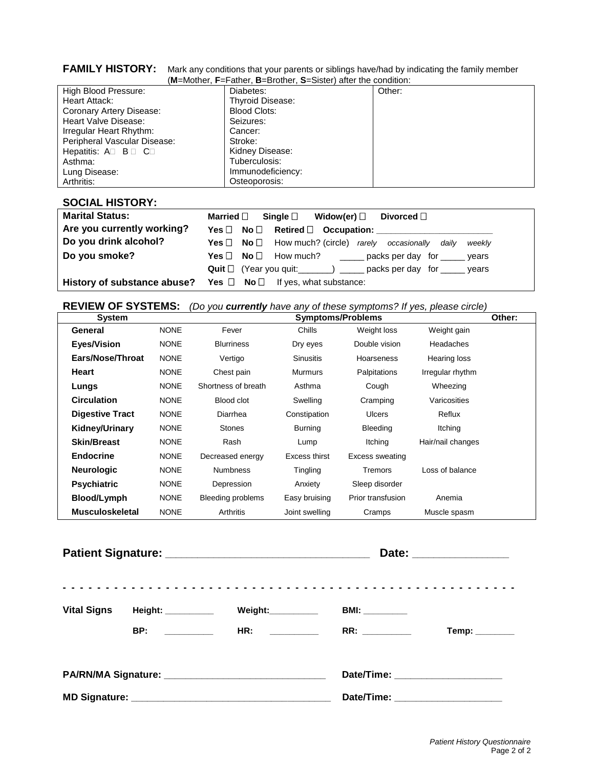## FAMILY HISTORY:

Mark any conditions that your parents or siblings have/had by indicating the family member (**M**=Mother, **F**=Father, **B**=Brother, **S**=Sister) after the condition:

| | | |
|---|---|---|
| High Blood Pressure: | Diabetes: | Other: |
| Heart Attack: | Thyroid Disease: | |
| Coronary Artery Disease: | Blood Clots: | |
| Heart Valve Disease: | Seizures: | |
| Irregular Heart Rhythm: | Cancer: | |
| Peripheral Vascular Disease: | Stroke: | |
| Hepatitis: A☐ B☐ C☐ | Kidney Disease: | |
| Asthma: | Tuberculosis: | |
| Lung Disease: | Immunodeficiency: | |
| Arthritis: | Osteoporosis: | |

## SOCIAL HISTORY:

| | |
|---|---|
| **Marital Status:** | **Married** ☐ **Single** ☐ **Widow(er)** ☐ **Divorced** ☐ |
| **Are you currently working?** | **Yes** ☐ **No** ☐ **Retired** ☐ **Occupation:** ______________________ |
| **Do you drink alcohol?** | **Yes** ☐ **No** ☐ How much? (circle) *rarely occasionally daily weekly* |
| **Do you smoke?** | **Yes** ☐ **No** ☐ How much? _____ packs per day for _____ years |
| | **Quit** ☐ (Year you quit:_______) _____ packs per day for _____ years |
| **History of substance abuse?** | **Yes** ☐ **No** ☐ If yes, what substance: |

## REVIEW OF SYSTEMS: *(Do you **currently** have any of these symptoms? If yes, please circle)*

| System | | Symptoms/Problems | | | | Other: |
|---|---|---|---|---|---|---|
| **General** | NONE | Fever | Chills | Weight loss | Weight gain | |
| **Eyes/Vision** | NONE | Blurriness | Dry eyes | Double vision | Headaches | |
| **Ears/Nose/Throat** | NONE | Vertigo | Sinusitis | Hoarseness | Hearing loss | |
| **Heart** | NONE | Chest pain | Murmurs | Palpitations | Irregular rhythm | |
| **Lungs** | NONE | Shortness of breath | Asthma | Cough | Wheezing | |
| **Circulation** | NONE | Blood clot | Swelling | Cramping | Varicosities | |
| **Digestive Tract** | NONE | Diarrhea | Constipation | Ulcers | Reflux | |
| **Kidney/Urinary** | NONE | Stones | Burning | Bleeding | Itching | |
| **Skin/Breast** | NONE | Rash | Lump | Itching | Hair/nail changes | |
| **Endocrine** | NONE | Decreased energy | Excess thirst | Excess sweating | | |
| **Neurologic** | NONE | Numbness | Tingling | Tremors | Loss of balance | |
| **Psychiatric** | NONE | Depression | Anxiety | Sleep disorder | | |
| **Blood/Lymph** | NONE | Bleeding problems | Easy bruising | Prior transfusion | Anemia | |
| **Musculoskeletal** | NONE | Arthritis | Joint swelling | Cramps | Muscle spasm | |

**Patient Signature:** _________________________________ **Date:** _______________

- - - - - - - - - - - - - - - - - - - - - - - - - - - - - - - - - - - - - - - - - - - - - -

**Vital Signs** **Height:** _________ **Weight:**_________ **BMI:** ________

**BP:** _________ **HR:** _________ **RR:** _________ **Temp:** _______

**PA/RN/MA Signature:** ______________________________ **Date/Time:** ___________________

**MD Signature:** _____________________________________ **Date/Time:** ___________________

*Patient History Questionnaire*